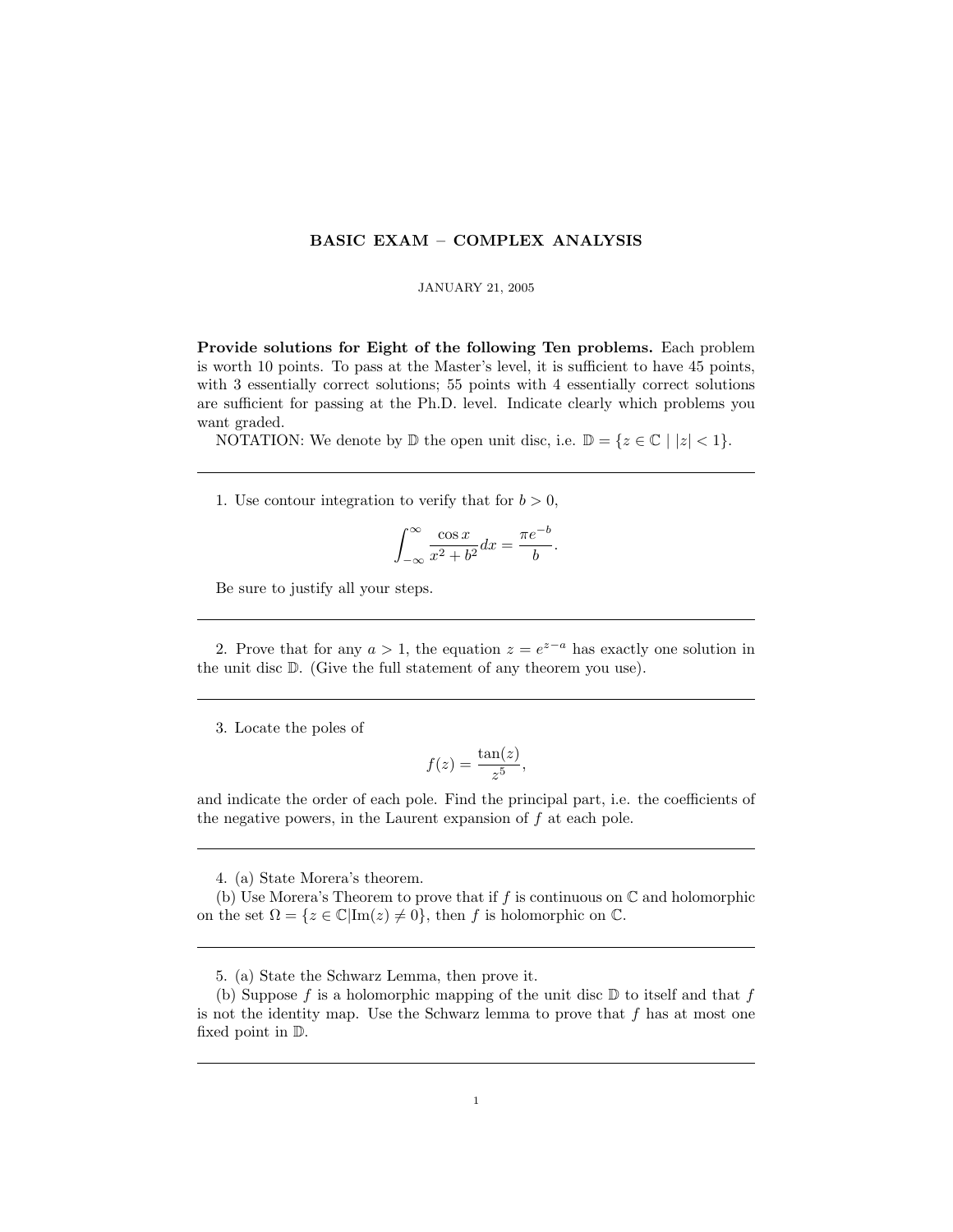# BASIC EXAM – COMPLEX ANALYSIS

JANUARY 21, 2005

**Provide solutions for Eight of the following Ten problems.** Each problem is worth 10 points. To pass at the Master's level, it is sufficient to have 45 points, with 3 essentially correct solutions; 55 points with 4 essentially correct solutions are sufficient for passing at the Ph.D. level. Indicate clearly which problems you want graded.

NOTATION: We denote by $\mathbb{D}$ the open unit disc, i.e. $\mathbb{D} = \{z \in \mathbb{C} \mid |z| < 1\}$.

---

1. Use contour integration to verify that for $b > 0$,

$$\int_{-\infty}^{\infty} \frac{\cos x}{x^2 + b^2} dx = \frac{\pi e^{-b}}{b}.$$

Be sure to justify all your steps.

---

2. Prove that for any $a > 1$, the equation $z = e^{z-a}$ has exactly one solution in the unit disc $\mathbb{D}$. (Give the full statement of any theorem you use).

---

3. Locate the poles of

$$f(z) = \frac{\tan(z)}{z^5},$$

and indicate the order of each pole. Find the principal part, i.e. the coefficients of the negative powers, in the Laurent expansion of $f$ at each pole.

---

4. (a) State Morera's theorem.

(b) Use Morera's Theorem to prove that if $f$ is continuous on $\mathbb{C}$ and holomorphic on the set $\Omega = \{z \in \mathbb{C} | \text{Im}(z) \neq 0\}$, then $f$ is holomorphic on $\mathbb{C}$.

---

5. (a) State the Schwarz Lemma, then prove it.

(b) Suppose $f$ is a holomorphic mapping of the unit disc $\mathbb{D}$ to itself and that $f$ is not the identity map. Use the Schwarz lemma to prove that $f$ has at most one fixed point in $\mathbb{D}$.

---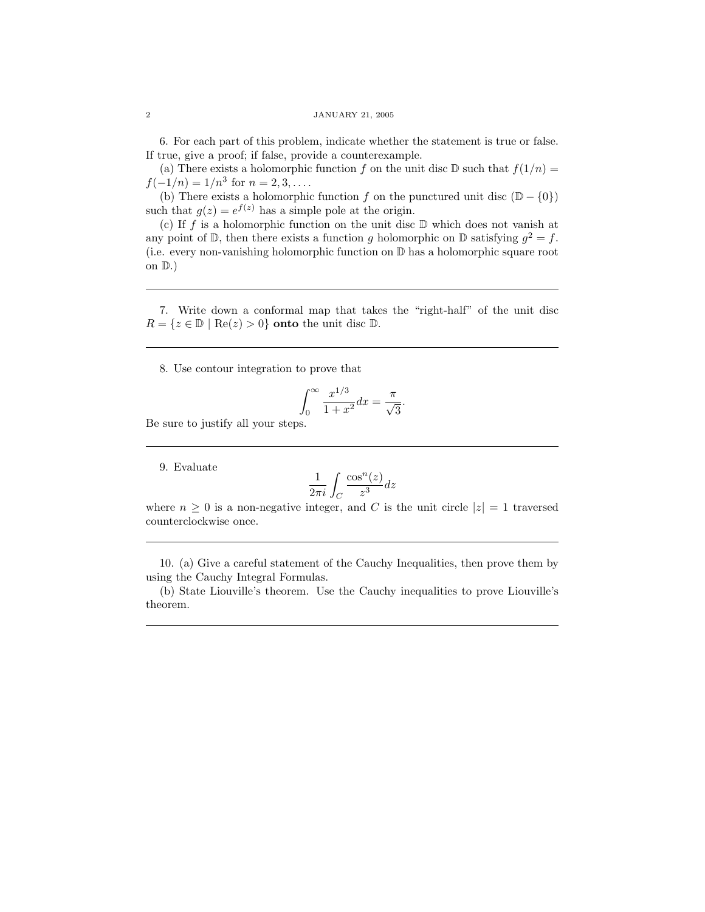6. For each part of this problem, indicate whether the statement is true or false. If true, give a proof; if false, provide a counterexample.

(a) There exists a holomorphic function $f$ on the unit disc $\mathbb{D}$ such that $f(1/n) = f(-1/n) = 1/n^3$ for $n = 2, 3, \ldots$.

(b) There exists a holomorphic function $f$ on the punctured unit disc $(\mathbb{D} - \{0\})$ such that $g(z) = e^{f(z)}$ has a simple pole at the origin.

(c) If $f$ is a holomorphic function on the unit disc $\mathbb{D}$ which does not vanish at any point of $\mathbb{D}$, then there exists a function $g$ holomorphic on $\mathbb{D}$ satisfying $g^2 = f$. (i.e. every non-vanishing holomorphic function on $\mathbb{D}$ has a holomorphic square root on $\mathbb{D}$.)

---

7. Write down a conformal map that takes the "right-half" of the unit disc $R = \{z \in \mathbb{D} \mid \mathrm{Re}(z) > 0\}$ **onto** the unit disc $\mathbb{D}$.

---

8. Use contour integration to prove that

$$\int_0^\infty \frac{x^{1/3}}{1+x^2}dx = \frac{\pi}{\sqrt{3}}.$$

Be sure to justify all your steps.

---

9. Evaluate

$$\frac{1}{2\pi i}\int_C \frac{\cos^n(z)}{z^3}dz$$

where $n \geq 0$ is a non-negative integer, and $C$ is the unit circle $|z| = 1$ traversed counterclockwise once.

---

10. (a) Give a careful statement of the Cauchy Inequalities, then prove them by using the Cauchy Integral Formulas.

(b) State Liouville's theorem. Use the Cauchy inequalities to prove Liouville's theorem.

---